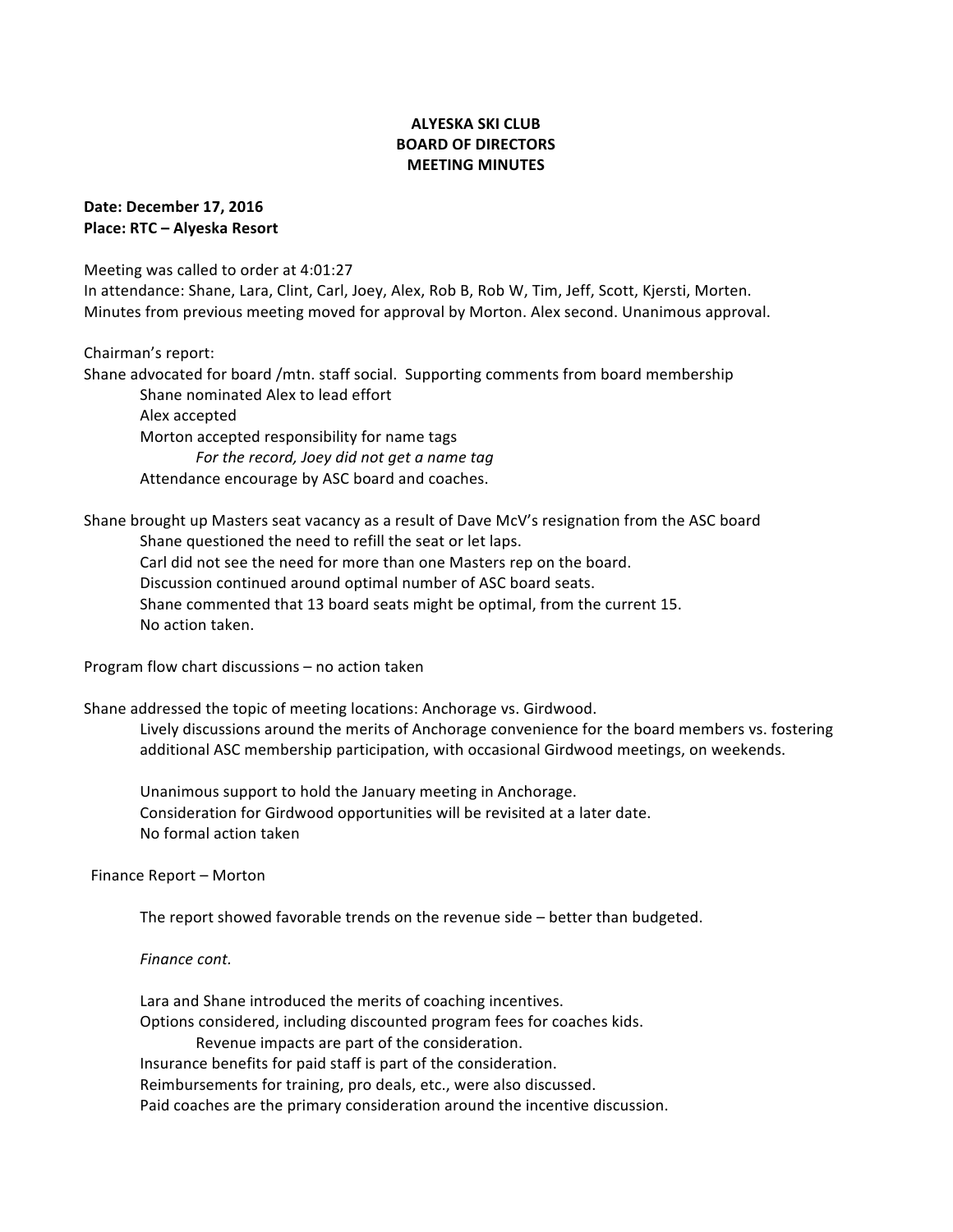# ALYESKA SKI CLUB
## BOARD OF DIRECTORS
## MEETING MINUTES

**Date: December 17, 2016**
**Place: RTC – Alyeska Resort**

Meeting was called to order at 4:01:27
In attendance: Shane, Lara, Clint, Carl, Joey, Alex, Rob B, Rob W, Tim, Jeff, Scott, Kjersti, Morten.
Minutes from previous meeting moved for approval by Morton. Alex second. Unanimous approval.

Chairman's report:
Shane advocated for board /mtn. staff social. Supporting comments from board membership

- Shane nominated Alex to lead effort
- Alex accepted
- Morton accepted responsibility for name tags
  - *For the record, Joey did not get a name tag*
- Attendance encourage by ASC board and coaches.

Shane brought up Masters seat vacancy as a result of Dave McV's resignation from the ASC board

- Shane questioned the need to refill the seat or let laps.
- Carl did not see the need for more than one Masters rep on the board.
- Discussion continued around optimal number of ASC board seats.
- Shane commented that 13 board seats might be optimal, from the current 15.
- No action taken.

Program flow chart discussions – no action taken

Shane addressed the topic of meeting locations: Anchorage vs. Girdwood.

Lively discussions around the merits of Anchorage convenience for the board members vs. fostering additional ASC membership participation, with occasional Girdwood meetings, on weekends.

Unanimous support to hold the January meeting in Anchorage.
Consideration for Girdwood opportunities will be revisited at a later date.
No formal action taken

Finance Report – Morton

The report showed favorable trends on the revenue side – better than budgeted.

*Finance cont.*

Lara and Shane introduced the merits of coaching incentives.
Options considered, including discounted program fees for coaches kids.

- Revenue impacts are part of the consideration.

Insurance benefits for paid staff is part of the consideration.
Reimbursements for training, pro deals, etc., were also discussed.
Paid coaches are the primary consideration around the incentive discussion.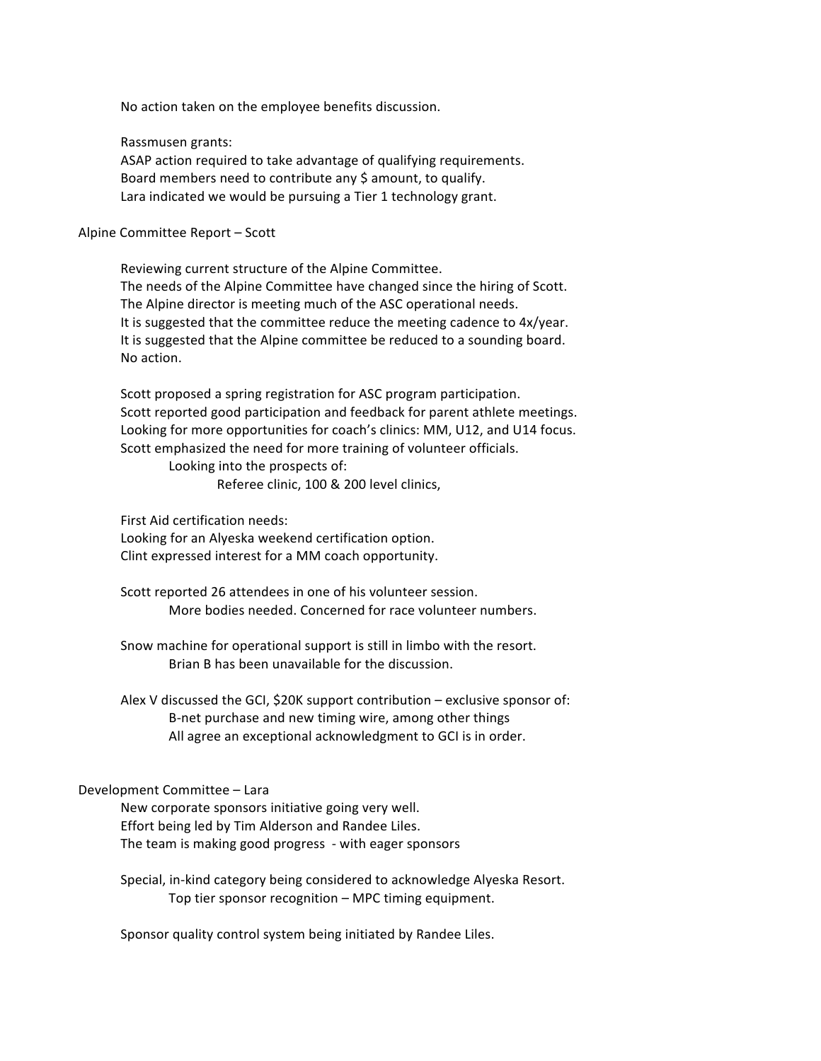No action taken on the employee benefits discussion.

Rassmusen grants:
ASAP action required to take advantage of qualifying requirements.
Board members need to contribute any $ amount, to qualify.
Lara indicated we would be pursuing a Tier 1 technology grant.

## Alpine Committee Report – Scott

Reviewing current structure of the Alpine Committee.
The needs of the Alpine Committee have changed since the hiring of Scott.
The Alpine director is meeting much of the ASC operational needs.
It is suggested that the committee reduce the meeting cadence to 4x/year.
It is suggested that the Alpine committee be reduced to a sounding board.
No action.

Scott proposed a spring registration for ASC program participation.
Scott reported good participation and feedback for parent athlete meetings.
Looking for more opportunities for coach's clinics: MM, U12, and U14 focus.
Scott emphasized the need for more training of volunteer officials.

- Looking into the prospects of:
  - Referee clinic, 100 & 200 level clinics,

First Aid certification needs:
Looking for an Alyeska weekend certification option.
Clint expressed interest for a MM coach opportunity.

Scott reported 26 attendees in one of his volunteer session.

- More bodies needed. Concerned for race volunteer numbers.

Snow machine for operational support is still in limbo with the resort.

- Brian B has been unavailable for the discussion.

Alex V discussed the GCI, $20K support contribution – exclusive sponsor of:

- B-net purchase and new timing wire, among other things
- All agree an exceptional acknowledgment to GCI is in order.

## Development Committee – Lara

New corporate sponsors initiative going very well.
Effort being led by Tim Alderson and Randee Liles.
The team is making good progress - with eager sponsors

Special, in-kind category being considered to acknowledge Alyeska Resort.

- Top tier sponsor recognition – MPC timing equipment.

Sponsor quality control system being initiated by Randee Liles.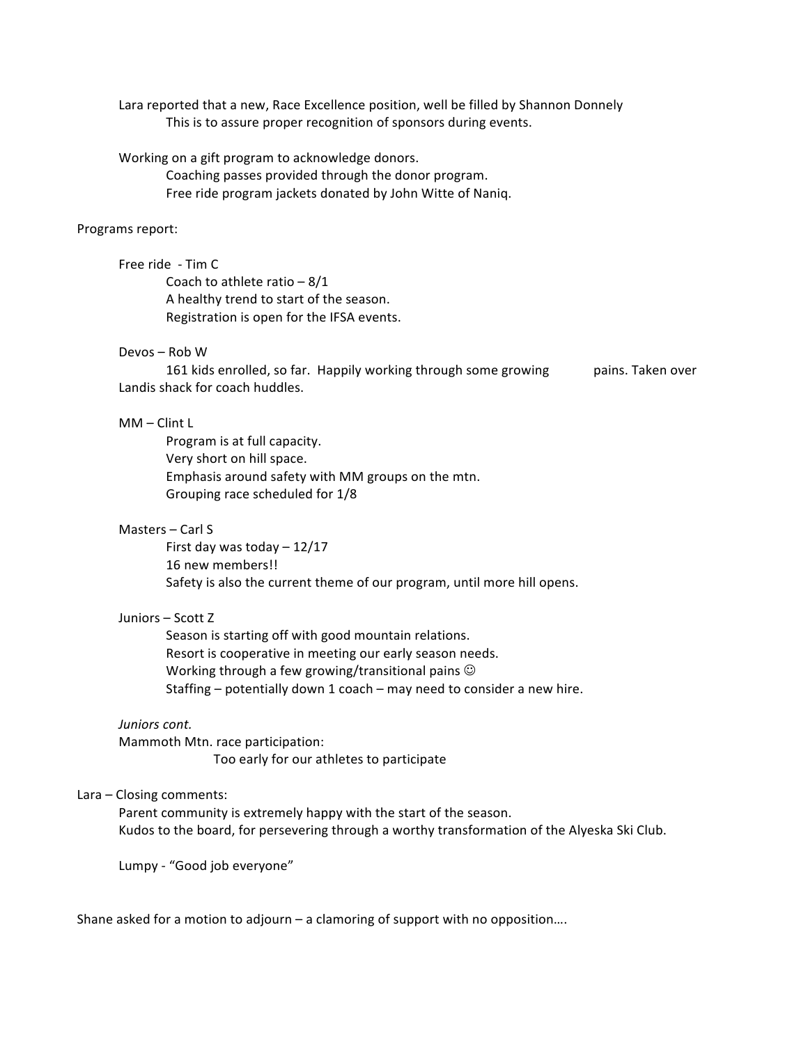Lara reported that a new, Race Excellence position, well be filled by Shannon Donnely
- This is to assure proper recognition of sponsors during events.

Working on a gift program to acknowledge donors.
- Coaching passes provided through the donor program.
- Free ride program jackets donated by John Witte of Naniq.

Programs report:

Free ride - Tim C
- Coach to athlete ratio – 8/1
- A healthy trend to start of the season.
- Registration is open for the IFSA events.

Devos – Rob W
- 161 kids enrolled, so far. Happily working through some growing pains. Taken over Landis shack for coach huddles.

MM – Clint L
- Program is at full capacity.
- Very short on hill space.
- Emphasis around safety with MM groups on the mtn.
- Grouping race scheduled for 1/8

Masters – Carl S
- First day was today – 12/17
- 16 new members!!
- Safety is also the current theme of our program, until more hill opens.

Juniors – Scott Z
- Season is starting off with good mountain relations.
- Resort is cooperative in meeting our early season needs.
- Working through a few growing/transitional pains ☺
- Staffing – potentially down 1 coach – may need to consider a new hire.

*Juniors cont.*
Mammoth Mtn. race participation:
- Too early for our athletes to participate

Lara – Closing comments:
- Parent community is extremely happy with the start of the season.
- Kudos to the board, for persevering through a worthy transformation of the Alyeska Ski Club.

Lumpy - "Good job everyone"

Shane asked for a motion to adjourn – a clamoring of support with no opposition….